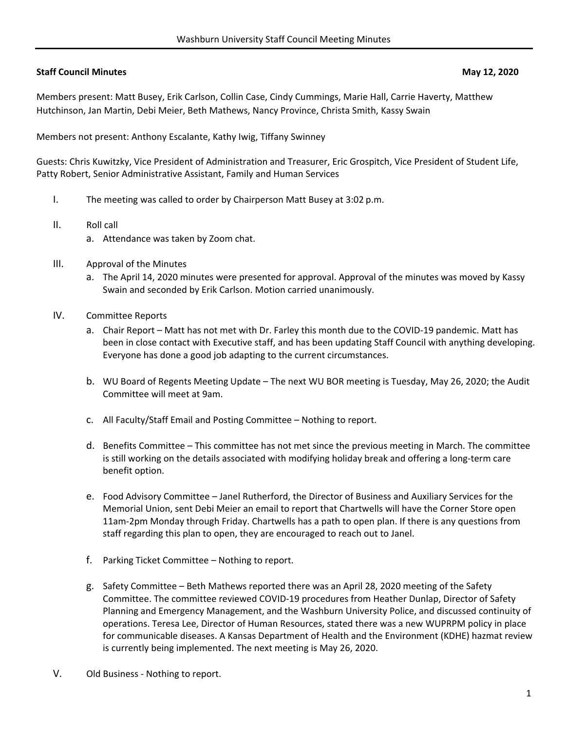**Staff Council Minutes** **May 12, 2020**

Members present: Matt Busey, Erik Carlson, Collin Case, Cindy Cummings, Marie Hall, Carrie Haverty, Matthew Hutchinson, Jan Martin, Debi Meier, Beth Mathews, Nancy Province, Christa Smith, Kassy Swain

Members not present: Anthony Escalante, Kathy Iwig, Tiffany Swinney

Guests: Chris Kuwitzky, Vice President of Administration and Treasurer, Eric Grospitch, Vice President of Student Life, Patty Robert, Senior Administrative Assistant, Family and Human Services

I. The meeting was called to order by Chairperson Matt Busey at 3:02 p.m.

II. Roll call
   a. Attendance was taken by Zoom chat.

III. Approval of the Minutes
   a. The April 14, 2020 minutes were presented for approval. Approval of the minutes was moved by Kassy Swain and seconded by Erik Carlson. Motion carried unanimously.

IV. Committee Reports
   a. Chair Report – Matt has not met with Dr. Farley this month due to the COVID-19 pandemic. Matt has been in close contact with Executive staff, and has been updating Staff Council with anything developing. Everyone has done a good job adapting to the current circumstances.

   b. WU Board of Regents Meeting Update – The next WU BOR meeting is Tuesday, May 26, 2020; the Audit Committee will meet at 9am.

   c. All Faculty/Staff Email and Posting Committee – Nothing to report.

   d. Benefits Committee – This committee has not met since the previous meeting in March. The committee is still working on the details associated with modifying holiday break and offering a long-term care benefit option.

   e. Food Advisory Committee – Janel Rutherford, the Director of Business and Auxiliary Services for the Memorial Union, sent Debi Meier an email to report that Chartwells will have the Corner Store open 11am-2pm Monday through Friday. Chartwells has a path to open plan. If there is any questions from staff regarding this plan to open, they are encouraged to reach out to Janel.

   f. Parking Ticket Committee – Nothing to report.

   g. Safety Committee – Beth Mathews reported there was an April 28, 2020 meeting of the Safety Committee. The committee reviewed COVID-19 procedures from Heather Dunlap, Director of Safety Planning and Emergency Management, and the Washburn University Police, and discussed continuity of operations. Teresa Lee, Director of Human Resources, stated there was a new WUPRPM policy in place for communicable diseases. A Kansas Department of Health and the Environment (KDHE) hazmat review is currently being implemented. The next meeting is May 26, 2020.

V. Old Business - Nothing to report.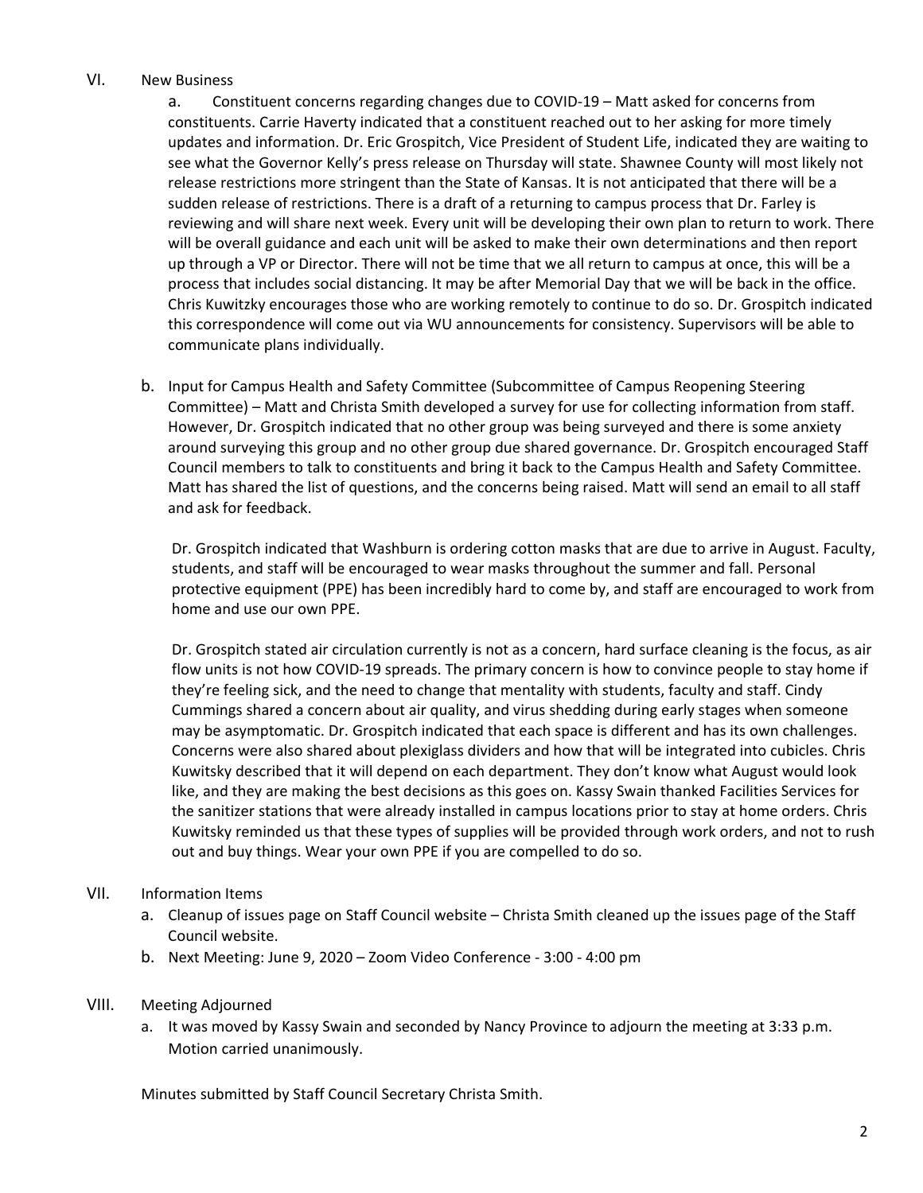VI. New Business

a. Constituent concerns regarding changes due to COVID-19 – Matt asked for concerns from constituents. Carrie Haverty indicated that a constituent reached out to her asking for more timely updates and information. Dr. Eric Grospitch, Vice President of Student Life, indicated they are waiting to see what the Governor Kelly's press release on Thursday will state. Shawnee County will most likely not release restrictions more stringent than the State of Kansas. It is not anticipated that there will be a sudden release of restrictions. There is a draft of a returning to campus process that Dr. Farley is reviewing and will share next week. Every unit will be developing their own plan to return to work. There will be overall guidance and each unit will be asked to make their own determinations and then report up through a VP or Director. There will not be time that we all return to campus at once, this will be a process that includes social distancing. It may be after Memorial Day that we will be back in the office. Chris Kuwitzky encourages those who are working remotely to continue to do so. Dr. Grospitch indicated this correspondence will come out via WU announcements for consistency. Supervisors will be able to communicate plans individually.

b. Input for Campus Health and Safety Committee (Subcommittee of Campus Reopening Steering Committee) – Matt and Christa Smith developed a survey for use for collecting information from staff. However, Dr. Grospitch indicated that no other group was being surveyed and there is some anxiety around surveying this group and no other group due shared governance. Dr. Grospitch encouraged Staff Council members to talk to constituents and bring it back to the Campus Health and Safety Committee. Matt has shared the list of questions, and the concerns being raised. Matt will send an email to all staff and ask for feedback.

Dr. Grospitch indicated that Washburn is ordering cotton masks that are due to arrive in August. Faculty, students, and staff will be encouraged to wear masks throughout the summer and fall. Personal protective equipment (PPE) has been incredibly hard to come by, and staff are encouraged to work from home and use our own PPE.

Dr. Grospitch stated air circulation currently is not as a concern, hard surface cleaning is the focus, as air flow units is not how COVID-19 spreads. The primary concern is how to convince people to stay home if they're feeling sick, and the need to change that mentality with students, faculty and staff. Cindy Cummings shared a concern about air quality, and virus shedding during early stages when someone may be asymptomatic. Dr. Grospitch indicated that each space is different and has its own challenges. Concerns were also shared about plexiglass dividers and how that will be integrated into cubicles. Chris Kuwitsky described that it will depend on each department. They don't know what August would look like, and they are making the best decisions as this goes on. Kassy Swain thanked Facilities Services for the sanitizer stations that were already installed in campus locations prior to stay at home orders. Chris Kuwitsky reminded us that these types of supplies will be provided through work orders, and not to rush out and buy things. Wear your own PPE if you are compelled to do so.

VII. Information Items

a. Cleanup of issues page on Staff Council website – Christa Smith cleaned up the issues page of the Staff Council website.

b. Next Meeting: June 9, 2020 – Zoom Video Conference - 3:00 - 4:00 pm

VIII. Meeting Adjourned

a. It was moved by Kassy Swain and seconded by Nancy Province to adjourn the meeting at 3:33 p.m. Motion carried unanimously.

Minutes submitted by Staff Council Secretary Christa Smith.